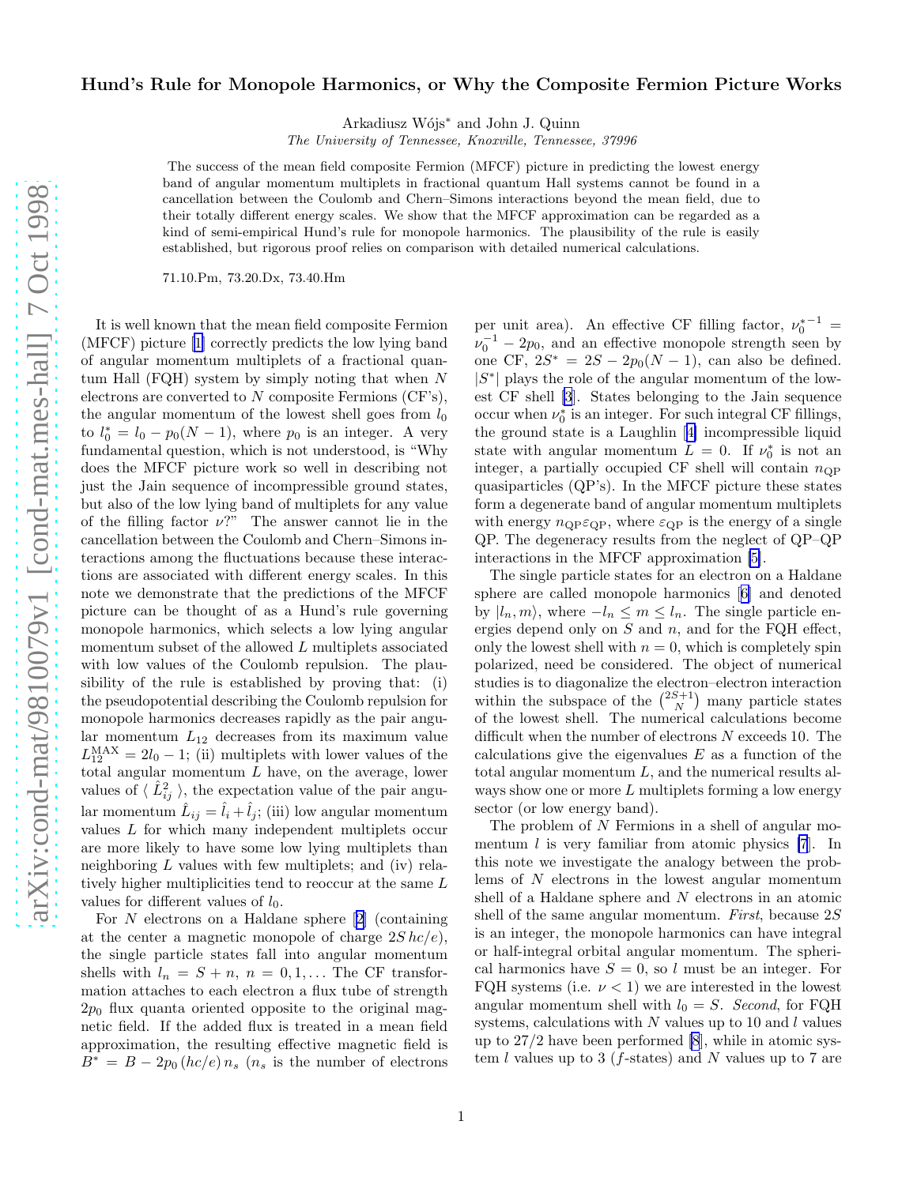# Hund's Rule for Monopole Harmonics, or Why the Composite Fermion Picture Works

Arkadiusz Wójs* and John J. Quinn

*The University of Tennessee, Knoxville, Tennessee, 37996*

The success of the mean field composite Fermion (MFCF) picture in predicting the lowest energy band of angular momentum multiplets in fractional quantum Hall systems cannot be found in a cancellation between the Coulomb and Chern–Simons interactions beyond the mean field, due to their totally different energy scales. We show that the MFCF approximation can be regarded as a kind of semi-empirical Hund's rule for monopole harmonics. The plausibility of the rule is easily established, but rigorous proof relies on comparison with detailed numerical calculations.

71.10.Pm, 73.20.Dx, 73.40.Hm

It is well known that the mean field composite Fermion (MFCF) picture [1] correctly predicts the low lying band of angular momentum multiplets of a fractional quantum Hall (FQH) system by simply noting that when $N$ electrons are converted to $N$ composite Fermions (CF's), the angular momentum of the lowest shell goes from $l_0$ to $l_0^* = l_0 - p_0(N-1)$, where $p_0$ is an integer. A very fundamental question, which is not understood, is "Why does the MFCF picture work so well in describing not just the Jain sequence of incompressible ground states, but also of the low lying band of multiplets for any value of the filling factor $\nu$?" The answer cannot lie in the cancellation between the Coulomb and Chern–Simons interactions among the fluctuations because these interactions are associated with different energy scales. In this note we demonstrate that the predictions of the MFCF picture can be thought of as a Hund's rule governing monopole harmonics, which selects a low lying angular momentum subset of the allowed $L$ multiplets associated with low values of the Coulomb repulsion. The plausibility of the rule is established by proving that: (i) the pseudopotential describing the Coulomb repulsion for monopole harmonics decreases rapidly as the pair angular momentum $L_{12}$ decreases from its maximum value $L_{12}^{\rm MAX} = 2l_0 - 1$; (ii) multiplets with lower values of the total angular momentum $L$ have, on the average, lower values of $\langle\, \hat{L}_{ij}^2 \,\rangle$, the expectation value of the pair angular momentum $\hat{L}_{ij} = \hat{l}_i + \hat{l}_j$; (iii) low angular momentum values $L$ for which many independent multiplets occur are more likely to have some low lying multiplets than neighboring $L$ values with few multiplets; and (iv) relatively higher multiplicities tend to reoccur at the same $L$ values for different values of $l_0$.

For $N$ electrons on a Haldane sphere [2] (containing at the center a magnetic monopole of charge $2S\,hc/e$), the single particle states fall into angular momentum shells with $l_n = S + n$, $n = 0, 1, \dots$ The CF transformation attaches to each electron a flux tube of strength $2p_0$ flux quanta oriented opposite to the original magnetic field. If the added flux is treated in a mean field approximation, the resulting effective magnetic field is $B^* = B - 2p_0\,(hc/e)\,n_s$ ($n_s$ is the number of electrons per unit area). An effective CF filling factor, $\nu_0^{*\,-1} = \nu_0^{-1} - 2p_0$, and an effective monopole strength seen by one CF, $2S^* = 2S - 2p_0(N-1)$, can also be defined. $|S^*|$ plays the role of the angular momentum of the lowest CF shell [3]. States belonging to the Jain sequence occur when $\nu_0^*$ is an integer. For such integral CF fillings, the ground state is a Laughlin [4] incompressible liquid state with angular momentum $L = 0$. If $\nu_0^*$ is not an integer, a partially occupied CF shell will contain $n_{\rm QP}$ quasiparticles (QP's). In the MFCF picture these states form a degenerate band of angular momentum multiplets with energy $n_{\rm QP}\varepsilon_{\rm QP}$, where $\varepsilon_{\rm QP}$ is the energy of a single QP. The degeneracy results from the neglect of QP–QP interactions in the MFCF approximation [5].

The single particle states for an electron on a Haldane sphere are called monopole harmonics [6] and denoted by $|l_n, m\rangle$, where $-l_n \le m \le l_n$. The single particle energies depend only on $S$ and $n$, and for the FQH effect, only the lowest shell with $n = 0$, which is completely spin polarized, need be considered. The object of numerical studies is to diagonalize the electron–electron interaction within the subspace of the $\binom{2S+1}{N}$ many particle states of the lowest shell. The numerical calculations become difficult when the number of electrons $N$ exceeds 10. The calculations give the eigenvalues $E$ as a function of the total angular momentum $L$, and the numerical results always show one or more $L$ multiplets forming a low energy sector (or low energy band).

The problem of $N$ Fermions in a shell of angular momentum $l$ is very familiar from atomic physics [7]. In this note we investigate the analogy between the problems of $N$ electrons in the lowest angular momentum shell of a Haldane sphere and $N$ electrons in an atomic shell of the same angular momentum. *First*, because $2S$ is an integer, the monopole harmonics can have integral or half-integral orbital angular momentum. The spherical harmonics have $S = 0$, so $l$ must be an integer. For FQH systems (i.e. $\nu < 1$) we are interested in the lowest angular momentum shell with $l_0 = S$. *Second*, for FQH systems, calculations with $N$ values up to 10 and $l$ values up to 27/2 have been performed [8], while in atomic system $l$ values up to 3 ($f$-states) and $N$ values up to 7 are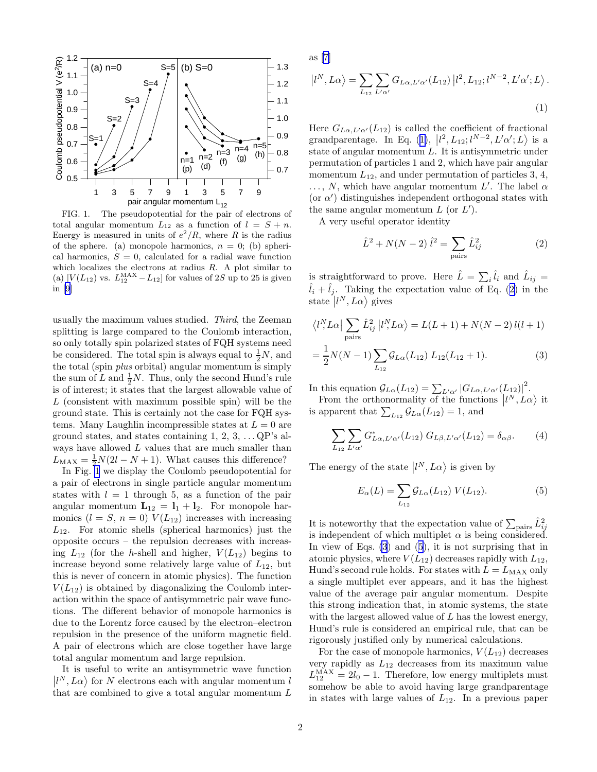FIG. 1. The pseudopotential for the pair of electrons of total angular momentum $L_{12}$ as a function of $l = S + n$. Energy is measured in units of $e^2/R$, where $R$ is the radius of the sphere. (a) monopole harmonics, $n = 0$; (b) spherical harmonics, $S = 0$, calculated for a radial wave function which localizes the electrons at radius $R$. A plot similar to (a) $[V(L_{12})$ vs. $L_{12}^{\rm MAX} - L_{12}]$ for values of $2S$ up to 25 is given in [9]

usually the maximum values studied. *Third*, the Zeeman splitting is large compared to the Coulomb interaction, so only totally spin polarized states of FQH systems need be considered. The total spin is always equal to $\frac{1}{2}N$, and the total (spin *plus* orbital) angular momentum is simply the sum of $L$ and $\frac{1}{2}N$. Thus, only the second Hund's rule is of interest; it states that the largest allowable value of $L$ (consistent with maximum possible spin) will be the ground state. This is certainly not the case for FQH systems. Many Laughlin incompressible states at $L = 0$ are ground states, and states containing 1, 2, 3, ...QP's always have allowed $L$ values that are much smaller than $L_{\rm MAX} = \frac{1}{2}N(2l - N + 1)$. What causes this difference?

In Fig. 1 we display the Coulomb pseudopotential for a pair of electrons in single particle angular momentum states with $l = 1$ through 5, as a function of the pair angular momentum $\mathbf{L}_{12} = \mathbf{l}_1 + \mathbf{l}_2$. For monopole harmonics ($l = S$, $n = 0$) $V(L_{12})$ increases with increasing $L_{12}$. For atomic shells (spherical harmonics) just the opposite occurs – the repulsion decreases with increasing $L_{12}$ (for the $h$-shell and higher, $V(L_{12})$ begins to increase beyond some relatively large value of $L_{12}$, but this is never of concern in atomic physics). The function $V(L_{12})$ is obtained by diagonalizing the Coulomb interaction within the space of antisymmetric pair wave functions. The different behavior of monopole harmonics is due to the Lorentz force caused by the electron–electron repulsion in the presence of the uniform magnetic field. A pair of electrons which are close together have large total angular momentum and large repulsion.

It is useful to write an antisymmetric wave function $|l^N, L\alpha\rangle$ for $N$ electrons each with angular momentum $l$ that are combined to give a total angular momentum $L$ as [7]

$$|l^N, L\alpha\rangle = \sum_{L_{12}} \sum_{L'\alpha'} G_{L\alpha,L'\alpha'}(L_{12})\, |l^2, L_{12}; l^{N-2}, L'\alpha'; L\rangle. \tag{1}$$

Here $G_{L\alpha,L'\alpha'}(L_{12})$ is called the coefficient of fractional grandparentage. In Eq. (1), $|l^2, L_{12}; l^{N-2}, L'\alpha'; L\rangle$ is a state of angular momentum $L$. It is antisymmetric under permutation of particles 1 and 2, which have pair angular momentum $L_{12}$, and under permutation of particles 3, 4, ..., $N$, which have angular momentum $L'$. The label $\alpha$ (or $\alpha'$) distinguishes independent orthogonal states with the same angular momentum $L$ (or $L'$).

A very useful operator identity

$$\hat{L}^2 + N(N-2)\,\hat{l}^2 = \sum_{\rm pairs} \hat{L}_{ij}^2 \tag{2}$$

is straightforward to prove. Here $\hat{L} = \sum_i \hat{l}_i$ and $\hat{L}_{ij} = \hat{l}_i + \hat{l}_j$. Taking the expectation value of Eq. (2) in the state $|l^N, L\alpha\rangle$ gives

$$\langle l^N_, L\alpha| \sum_{\rm pairs} \hat{L}_{ij}^2\, |l^N_, L\alpha\rangle = L(L+1) + N(N-2)\, l(l+1)$$

$$= \frac{1}{2}N(N-1) \sum_{L_{12}} \mathcal{G}_{L\alpha}(L_{12})\; L_{12}(L_{12}+1). \tag{3}$$

In this equation $\mathcal{G}_{L\alpha}(L_{12}) = \sum_{L'\alpha'} |G_{L\alpha,L'\alpha'}(L_{12})|^2$.

From the orthonormality of the functions $|l^N, L\alpha\rangle$ it is apparent that $\sum_{L_{12}} \mathcal{G}_{L\alpha}(L_{12}) = 1$, and

$$\sum_{L_{12}} \sum_{L'\alpha'} G^*_{L\alpha,L'\alpha'}(L_{12})\, G_{L\beta,L'\alpha'}(L_{12}) = \delta_{\alpha\beta}. \tag{4}$$

The energy of the state $|l^N, L\alpha\rangle$ is given by

$$E_\alpha(L) = \sum_{L_{12}} \mathcal{G}_{L\alpha}(L_{12})\, V(L_{12}). \tag{5}$$

It is noteworthy that the expectation value of $\sum_{\rm pairs} \hat{L}_{ij}^2$ is independent of which multiplet $\alpha$ is being considered. In view of Eqs. (3) and (5), it is not surprising that in atomic physics, where $V(L_{12})$ decreases rapidly with $L_{12}$, Hund's second rule holds. For states with $L = L_{\rm MAX}$ only a single multiplet ever appears, and it has the highest value of the average pair angular momentum. Despite this strong indication that, in atomic systems, the state with the largest allowed value of $L$ has the lowest energy, Hund's rule is considered an empirical rule, that can be rigorously justified only by numerical calculations.

For the case of monopole harmonics, $V(L_{12})$ decreases very rapidly as $L_{12}$ decreases from its maximum value $L_{12}^{\rm MAX} = 2l_0 - 1$. Therefore, low energy multiplets must somehow be able to avoid having large grandparentage in states with large values of $L_{12}$. In a previous paper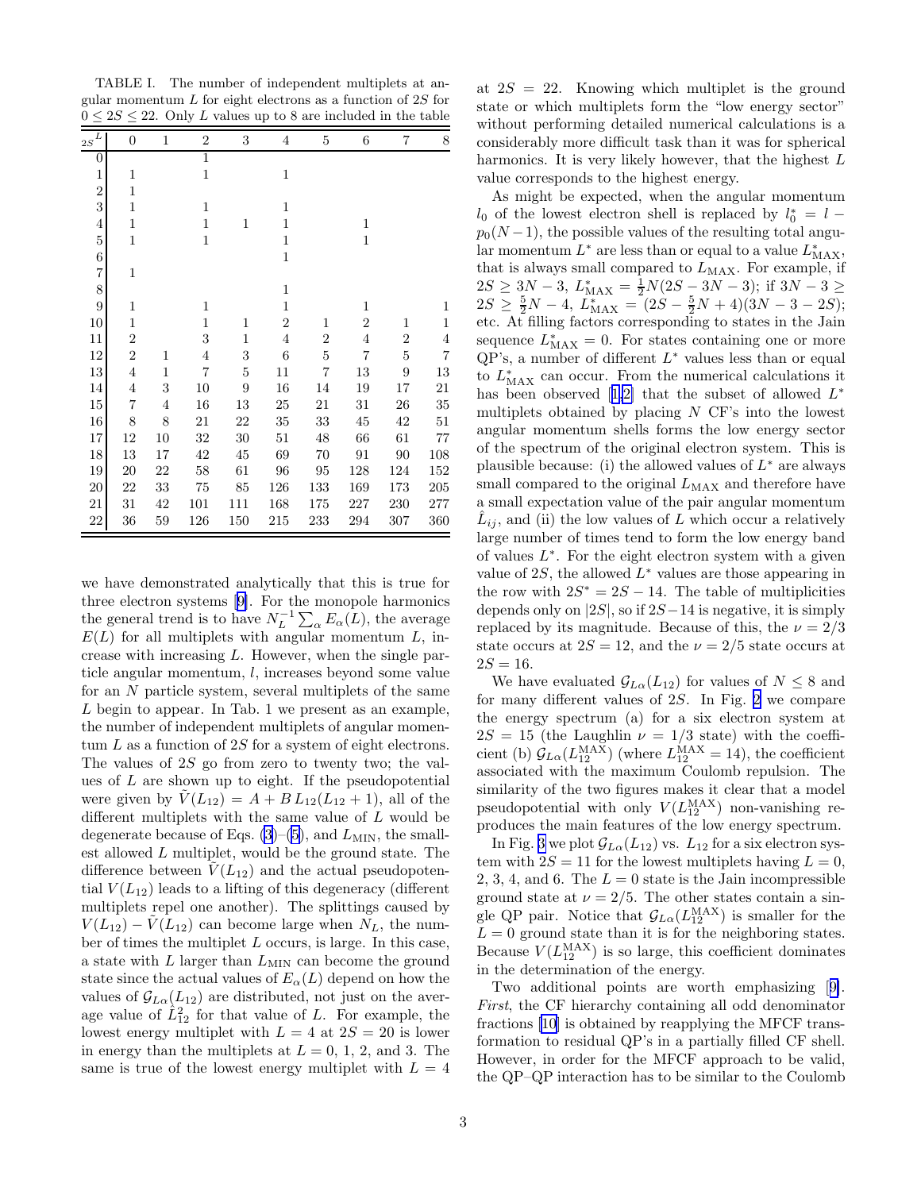TABLE I. The number of independent multiplets at angular momentum $L$ for eight electrons as a function of $2S$ for $0 \leq 2S \leq 22$. Only $L$ values up to 8 are included in the table

| $2S$ \ $L$ | 0 | 1 | 2 | 3 | 4 | 5 | 6 | 7 | 8 |
|---|---|---|---|---|---|---|---|---|---|
| 0 | | | 1 | | | | | | |
| 1 | 1 | | 1 | | 1 | | | | |
| 2 | 1 | | | | | | | | |
| 3 | 1 | | 1 | | 1 | | | | |
| 4 | 1 | | 1 | 1 | 1 | | 1 | | |
| 5 | 1 | | 1 | | 1 | | 1 | | |
| 6 | | | | | 1 | | | | |
| 7 | 1 | | | | | | | | |
| 8 | | | | | 1 | | | | |
| 9 | 1 | | 1 | | 1 | | 1 | | 1 |
| 10 | 1 | | 1 | 1 | 2 | 1 | 2 | 1 | 1 |
| 11 | 2 | | 3 | 1 | 4 | 2 | 4 | 2 | 4 |
| 12 | 2 | 1 | 4 | 3 | 6 | 5 | 7 | 5 | 7 |
| 13 | 4 | 1 | 7 | 5 | 11 | 7 | 13 | 9 | 13 |
| 14 | 4 | 3 | 10 | 9 | 16 | 14 | 19 | 17 | 21 |
| 15 | 7 | 4 | 16 | 13 | 25 | 21 | 31 | 26 | 35 |
| 16 | 8 | 8 | 21 | 22 | 35 | 33 | 45 | 42 | 51 |
| 17 | 12 | 10 | 32 | 30 | 51 | 48 | 66 | 61 | 77 |
| 18 | 13 | 17 | 42 | 45 | 69 | 70 | 91 | 90 | 108 |
| 19 | 20 | 22 | 58 | 61 | 96 | 95 | 128 | 124 | 152 |
| 20 | 22 | 33 | 75 | 85 | 126 | 133 | 169 | 173 | 205 |
| 21 | 31 | 42 | 101 | 111 | 168 | 175 | 227 | 230 | 277 |
| 22 | 36 | 59 | 126 | 150 | 215 | 233 | 294 | 307 | 360 |

we have demonstrated analytically that this is true for three electron systems [9]. For the monopole harmonics the general trend is to have $N_L^{-1}\sum_\alpha E_\alpha(L)$, the average $E(L)$ for all multiplets with angular momentum $L$, increase with increasing $L$. However, when the single particle angular momentum, $l$, increases beyond some value for an $N$ particle system, several multiplets of the same $L$ begin to appear. In Tab. 1 we present as an example, the number of independent multiplets of angular momentum $L$ as a function of $2S$ for a system of eight electrons. The values of $2S$ go from zero to twenty two; the values of $L$ are shown up to eight. If the pseudopotential were given by $\tilde{V}(L_{12}) = A + B\,L_{12}(L_{12}+1)$, all of the different multiplets with the same value of $L$ would be degenerate because of Eqs. (3)–(5), and $L_{\rm MIN}$, the smallest allowed $L$ multiplet, would be the ground state. The difference between $\tilde{V}(L_{12})$ and the actual pseudopotential $V(L_{12})$ leads to a lifting of this degeneracy (different multiplets repel one another). The splittings caused by $V(L_{12}) - \tilde{V}(L_{12})$ can become large when $N_L$, the number of times the multiplet $L$ occurs, is large. In this case, a state with $L$ larger than $L_{\rm MIN}$ can become the ground state since the actual values of $E_\alpha(L)$ depend on how the values of $\mathcal{G}_{L\alpha}(L_{12})$ are distributed, not just on the average value of $\hat{L}_{12}^2$ for that value of $L$. For example, the lowest energy multiplet with $L=4$ at $2S=20$ is lower in energy than the multiplets at $L=0$, 1, 2, and 3. The same is true of the lowest energy multiplet with $L=4$ at $2S=22$. Knowing which multiplet is the ground state or which multiplets form the "low energy sector" without performing detailed numerical calculations is a considerably more difficult task than it was for spherical harmonics. It is very likely however, that the highest $L$ value corresponds to the highest energy.

As might be expected, when the angular momentum $l_0$ of the lowest electron shell is replaced by $l_0^* = l - p_0(N-1)$, the possible values of the resulting total angular momentum $L^*$ are less than or equal to a value $L^*_{\rm MAX}$, that is always small compared to $L_{\rm MAX}$. For example, if $2S \geq 3N-3$, $L^*_{\rm MAX} = \frac{1}{2}N(2S-3N-3)$; if $3N-3 \geq 2S \geq \frac{5}{2}N-4$, $L^*_{\rm MAX} = (2S-\frac{5}{2}N+4)(3N-3-2S)$; etc. At filling factors corresponding to states in the Jain sequence $L^*_{\rm MAX}=0$. For states containing one or more QP's, a number of different $L^*$ values less than or equal to $L^*_{\rm MAX}$ can occur. From the numerical calculations it has been observed [1,2] that the subset of allowed $L^*$ multiplets obtained by placing $N$ CF's into the lowest angular momentum shells forms the low energy sector of the spectrum of the original electron system. This is plausible because: (i) the allowed values of $L^*$ are always small compared to the original $L_{\rm MAX}$ and therefore have a small expectation value of the pair angular momentum $\hat{L}_{ij}$, and (ii) the low values of $L$ which occur a relatively large number of times tend to form the low energy band of values $L^*$. For the eight electron system with a given value of $2S$, the allowed $L^*$ values are those appearing in the row with $2S^* = 2S - 14$. The table of multiplicities depends only on $|2S|$, so if $2S-14$ is negative, it is simply replaced by its magnitude. Because of this, the $\nu=2/3$ state occurs at $2S=12$, and the $\nu=2/5$ state occurs at $2S=16$.

We have evaluated $\mathcal{G}_{L\alpha}(L_{12})$ for values of $N \leq 8$ and for many different values of $2S$. In Fig. 2 we compare the energy spectrum (a) for a six electron system at $2S=15$ (the Laughlin $\nu=1/3$ state) with the coefficient (b) $\mathcal{G}_{L\alpha}(L_{12}^{\rm MAX})$ (where $L_{12}^{\rm MAX}=14$), the coefficient associated with the maximum Coulomb repulsion. The similarity of the two figures makes it clear that a model pseudopotential with only $V(L_{12}^{\rm MAX})$ non-vanishing reproduces the main features of the low energy spectrum.

In Fig. 3 we plot $\mathcal{G}_{L\alpha}(L_{12})$ vs. $L_{12}$ for a six electron system with $2S=11$ for the lowest multiplets having $L=0$, 2, 3, 4, and 6. The $L=0$ state is the Jain incompressible ground state at $\nu=2/5$. The other states contain a single QP pair. Notice that $\mathcal{G}_{L\alpha}(L_{12}^{\rm MAX})$ is smaller for the $L=0$ ground state than it is for the neighboring states. Because $V(L_{12}^{\rm MAX})$ is so large, this coefficient dominates in the determination of the energy.

Two additional points are worth emphasizing [9]. *First*, the CF hierarchy containing all odd denominator fractions [10] is obtained by reapplying the MFCF transformation to residual QP's in a partially filled CF shell. However, in order for the MFCF approach to be valid, the QP–QP interaction has to be similar to the Coulomb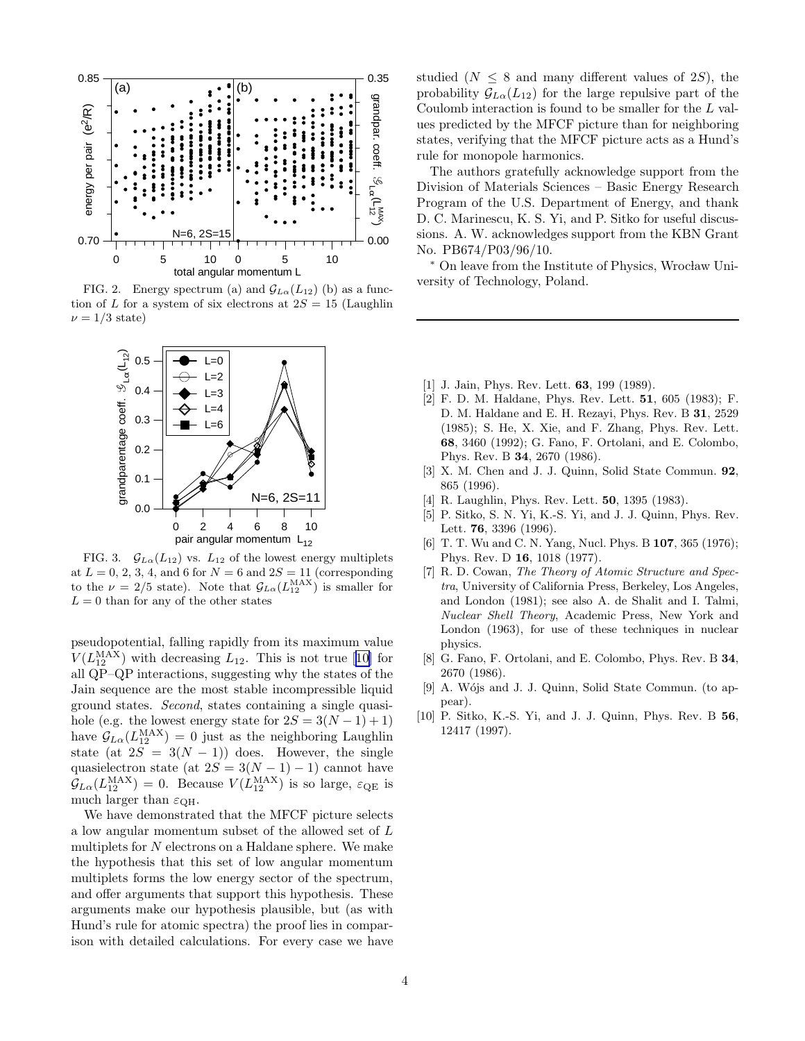0.85

0.70

energy per pair $(e^2/R)$

(a)

N=6, 2S=15

0 5 10

(b)

0.35

0.00

grandpar. coeff. $\mathcal{G}_{L\alpha}(L_{12}^{MAX})$

0 5 10

total angular momentum L

FIG. 2. Energy spectrum (a) and $\mathcal{G}_{L\alpha}(L_{12})$ (b) as a function of $L$ for a system of six electrons at $2S = 15$ (Laughlin $\nu = 1/3$ state)

grandparentage coeff. $\mathcal{G}_{L\alpha}(L_{12})$

0.5

0.4

0.3

0.2

0.1

0.0

L=0

L=2

L=3

L=4

L=6

N=6, 2S=11

0 2 4 6 8 10

pair angular momentum $L_{12}$

FIG. 3. $\mathcal{G}_{L\alpha}(L_{12})$ vs. $L_{12}$ of the lowest energy multiplets at $L = 0$, 2, 3, 4, and 6 for $N = 6$ and $2S = 11$ (corresponding to the $\nu = 2/5$ state). Note that $\mathcal{G}_{L\alpha}(L_{12}^{\mathrm{MAX}})$ is smaller for $L = 0$ than for any of the other states

pseudopotential, falling rapidly from its maximum value $V(L_{12}^{\mathrm{MAX}})$ with decreasing $L_{12}$. This is not true [10] for all QP–QP interactions, suggesting why the states of the Jain sequence are the most stable incompressible liquid ground states. *Second*, states containing a single quasihole (e.g. the lowest energy state for $2S = 3(N-1)+1$) have $\mathcal{G}_{L\alpha}(L_{12}^{\mathrm{MAX}}) = 0$ just as the neighboring Laughlin state (at $2S = 3(N-1)$) does. However, the single quasielectron state (at $2S = 3(N-1)-1$) cannot have $\mathcal{G}_{L\alpha}(L_{12}^{\mathrm{MAX}}) = 0$. Because $V(L_{12}^{\mathrm{MAX}})$ is so large, $\varepsilon_{\mathrm{QE}}$ is much larger than $\varepsilon_{\mathrm{QH}}$.

We have demonstrated that the MFCF picture selects a low angular momentum subset of the allowed set of $L$ multiplets for $N$ electrons on a Haldane sphere. We make the hypothesis that this set of low angular momentum multiplets forms the low energy sector of the spectrum, and offer arguments that support this hypothesis. These arguments make our hypothesis plausible, but (as with Hund's rule for atomic spectra) the proof lies in comparison with detailed calculations. For every case we have studied ($N \le 8$ and many different values of $2S$), the probability $\mathcal{G}_{L\alpha}(L_{12})$ for the large repulsive part of the Coulomb interaction is found to be smaller for the $L$ values predicted by the MFCF picture than for neighboring states, verifying that the MFCF picture acts as a Hund's rule for monopole harmonics.

The authors gratefully acknowledge support from the Division of Materials Sciences – Basic Energy Research Program of the U.S. Department of Energy, and thank D. C. Marinescu, K. S. Yi, and P. Sitko for useful discussions. A. W. acknowledges support from the KBN Grant No. PB674/P03/96/10.

[*] On leave from the Institute of Physics, Wrocław University of Technology, Poland.

---

[1] J. Jain, Phys. Rev. Lett. **63**, 199 (1989).

[2] F. D. M. Haldane, Phys. Rev. Lett. **51**, 605 (1983); F. D. M. Haldane and E. H. Rezayi, Phys. Rev. B **31**, 2529 (1985); S. He, X. Xie, and F. Zhang, Phys. Rev. Lett. **68**, 3460 (1992); G. Fano, F. Ortolani, and E. Colombo, Phys. Rev. B **34**, 2670 (1986).

[3] X. M. Chen and J. J. Quinn, Solid State Commun. **92**, 865 (1996).

[4] R. Laughlin, Phys. Rev. Lett. **50**, 1395 (1983).

[5] P. Sitko, S. N. Yi, K.-S. Yi, and J. J. Quinn, Phys. Rev. Lett. **76**, 3396 (1996).

[6] T. T. Wu and C. N. Yang, Nucl. Phys. B **107**, 365 (1976); Phys. Rev. D **16**, 1018 (1977).

[7] R. D. Cowan, *The Theory of Atomic Structure and Spectra*, University of California Press, Berkeley, Los Angeles, and London (1981); see also A. de Shalit and I. Talmi, *Nuclear Shell Theory*, Academic Press, New York and London (1963), for use of these techniques in nuclear physics.

[8] G. Fano, F. Ortolani, and E. Colombo, Phys. Rev. B **34**, 2670 (1986).

[9] A. Wójs and J. J. Quinn, Solid State Commun. (to appear).

[10] P. Sitko, K.-S. Yi, and J. J. Quinn, Phys. Rev. B **56**, 12417 (1997).